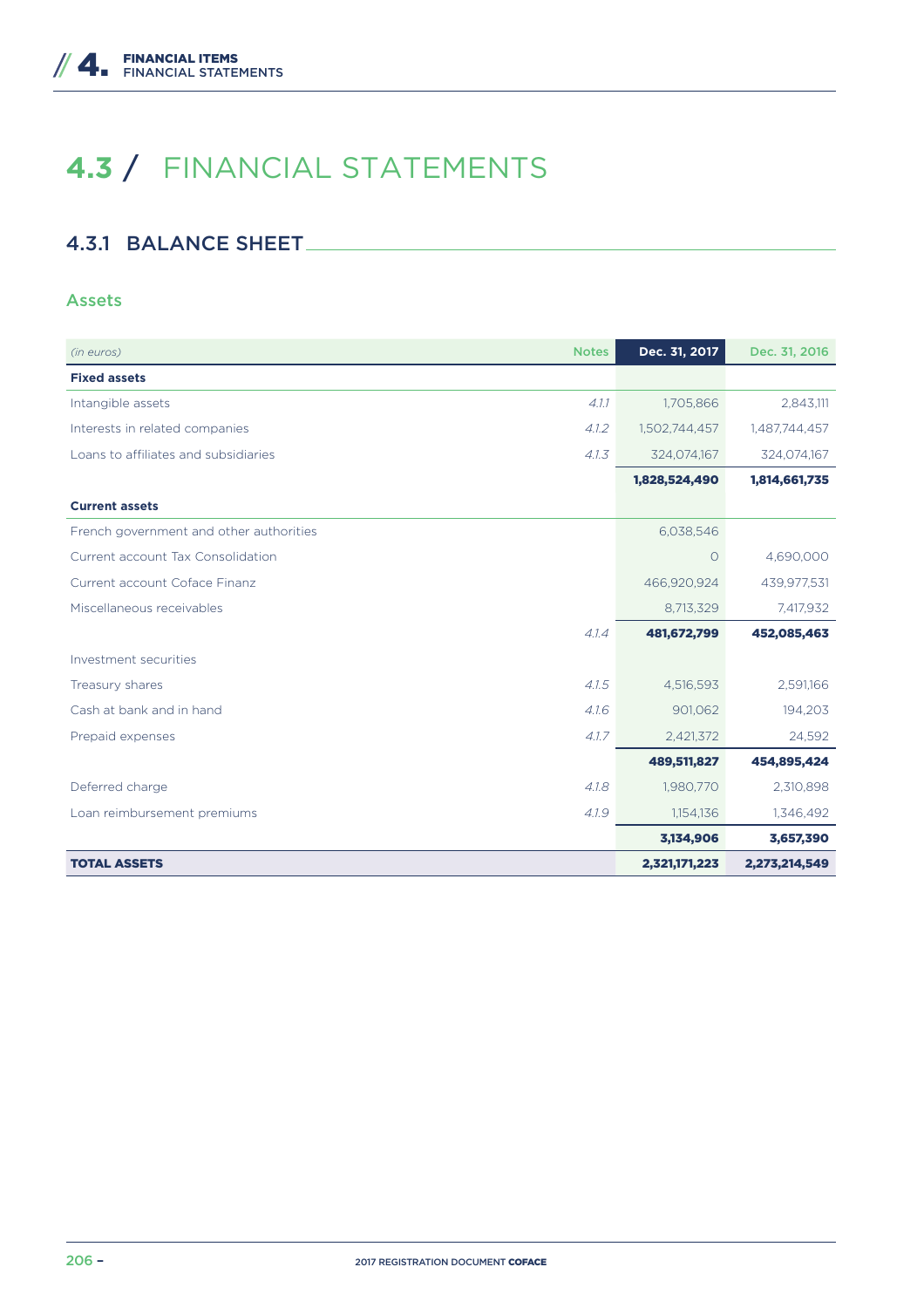# 4.3 / FINANCIAL STATEMENTS

## 4.3.1 BALANCE SHEET

### Assets

| *(in euros)* | Notes | Dec. 31, 2017 | Dec. 31, 2016 |
|---|---|---|---|
| **Fixed assets** | | | |
| Intangible assets | *4.1.1* | 1,705,866 | 2,843,111 |
| Interests in related companies | *4.1.2* | 1,502,744,457 | 1,487,744,457 |
| Loans to affiliates and subsidiaries | *4.1.3* | 324,074,167 | 324,074,167 |
| | | **1,828,524,490** | **1,814,661,735** |
| **Current assets** | | | |
| French government and other authorities | | 6,038,546 | |
| Current account Tax Consolidation | | 0 | 4,690,000 |
| Current account Coface Finanz | | 466,920,924 | 439,977,531 |
| Miscellaneous receivables | | 8,713,329 | 7,417,932 |
| | *4.1.4* | **481,672,799** | **452,085,463** |
| Investment securities | | | |
| Treasury shares | *4.1.5* | 4,516,593 | 2,591,166 |
| Cash at bank and in hand | *4.1.6* | 901,062 | 194,203 |
| Prepaid expenses | *4.1.7* | 2,421,372 | 24,592 |
| | | **489,511,827** | **454,895,424** |
| Deferred charge | *4.1.8* | 1,980,770 | 2,310,898 |
| Loan reimbursement premiums | *4.1.9* | 1,154,136 | 1,346,492 |
| | | **3,134,906** | **3,657,390** |
| **TOTAL ASSETS** | | **2,321,171,223** | **2,273,214,549** |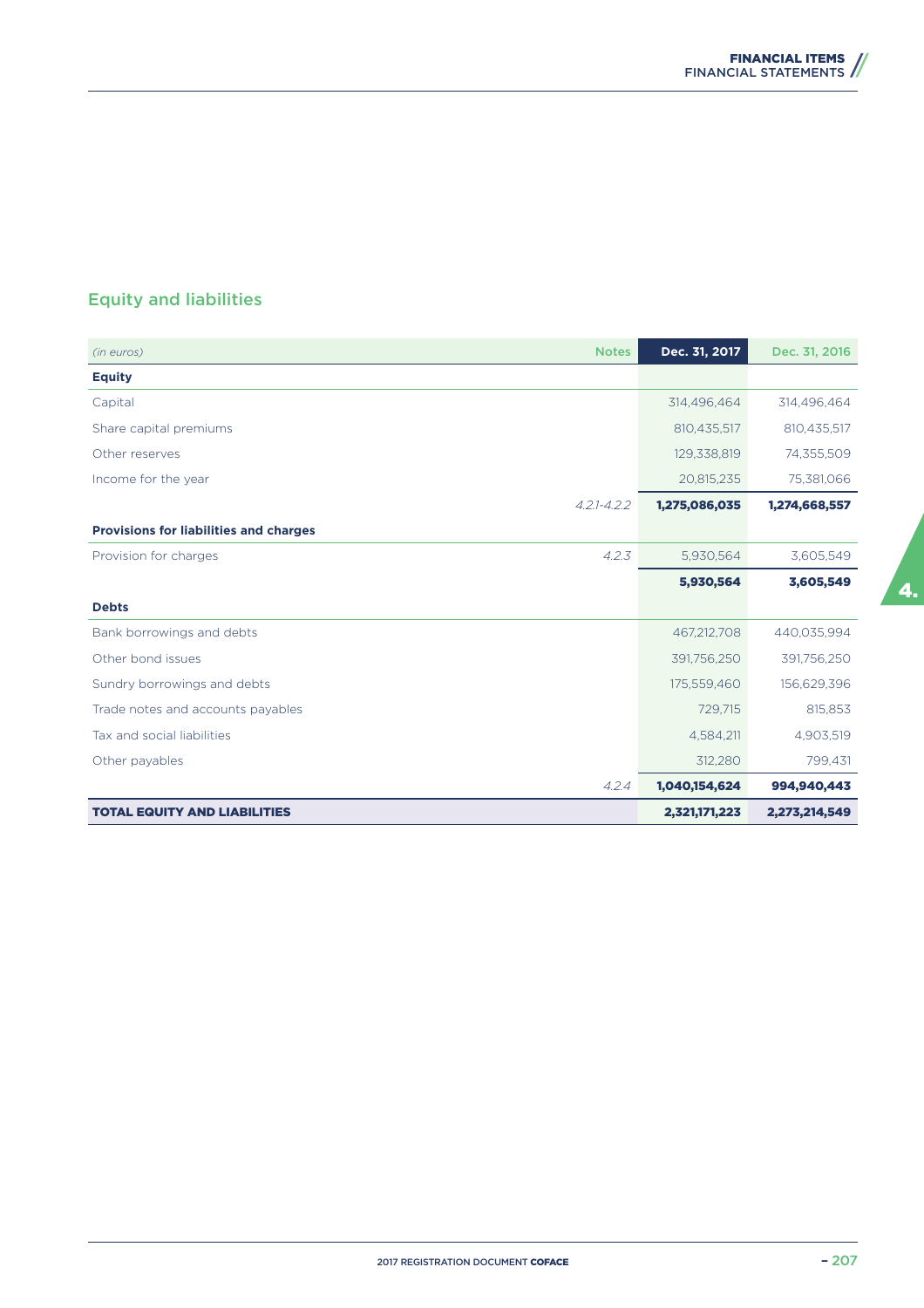## Equity and liabilities

| *(in euros)* | Notes | Dec. 31, 2017 | Dec. 31, 2016 |
|---|---|---|---|
| **Equity** | | | |
| Capital | | 314,496,464 | 314,496,464 |
| Share capital premiums | | 810,435,517 | 810,435,517 |
| Other reserves | | 129,338,819 | 74,355,509 |
| Income for the year | | 20,815,235 | 75,381,066 |
| | *4.2.1-4.2.2* | **1,275,086,035** | **1,274,668,557** |
| **Provisions for liabilities and charges** | | | |
| Provision for charges | *4.2.3* | 5,930,564 | 3,605,549 |
| | | **5,930,564** | **3,605,549** |
| **Debts** | | | |
| Bank borrowings and debts | | 467,212,708 | 440,035,994 |
| Other bond issues | | 391,756,250 | 391,756,250 |
| Sundry borrowings and debts | | 175,559,460 | 156,629,396 |
| Trade notes and accounts payables | | 729,715 | 815,853 |
| Tax and social liabilities | | 4,584,211 | 4,903,519 |
| Other payables | | 312,280 | 799,431 |
| | *4.2.4* | **1,040,154,624** | **994,940,443** |
| **TOTAL EQUITY AND LIABILITIES** | | **2,321,171,223** | **2,273,214,549** |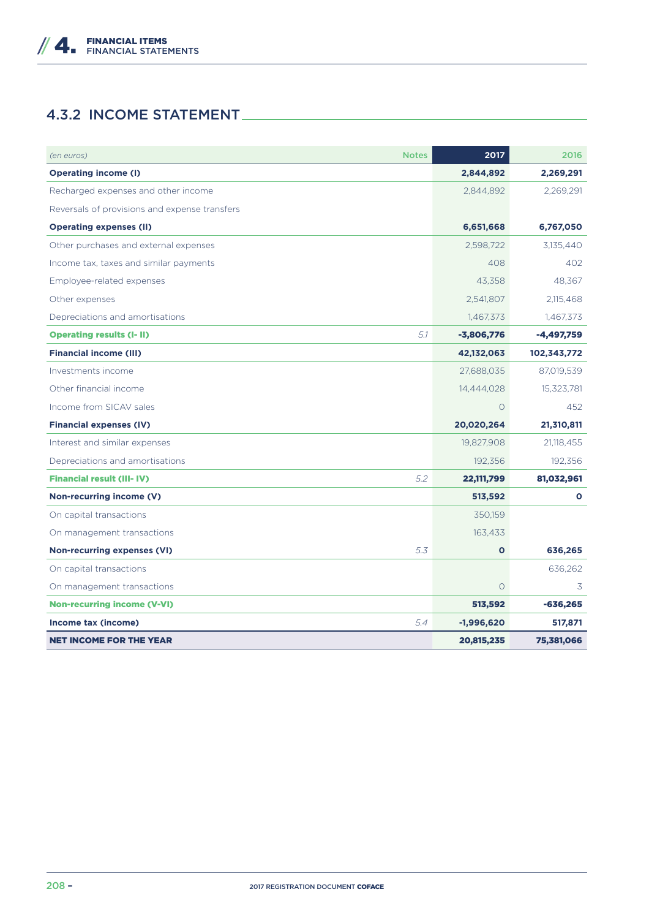## 4.3.2 INCOME STATEMENT

| *(en euros)* | Notes | 2017 | 2016 |
|---|---|---|---|
| **Operating income (I)** | | **2,844,892** | **2,269,291** |
| Recharged expenses and other income | | 2,844,892 | 2,269,291 |
| Reversals of provisions and expense transfers | | | |
| **Operating expenses (II)** | | **6,651,668** | **6,767,050** |
| Other purchases and external expenses | | 2,598,722 | 3,135,440 |
| Income tax, taxes and similar payments | | 408 | 402 |
| Employee-related expenses | | 43,358 | 48,367 |
| Other expenses | | 2,541,807 | 2,115,468 |
| Depreciations and amortisations | | 1,467,373 | 1,467,373 |
| **Operating results (I- II)** | *5.1* | **-3,806,776** | **-4,497,759** |
| **Financial income (III)** | | **42,132,063** | **102,343,772** |
| Investments income | | 27,688,035 | 87,019,539 |
| Other financial income | | 14,444,028 | 15,323,781 |
| Income from SICAV sales | | 0 | 452 |
| **Financial expenses (IV)** | | **20,020,264** | **21,310,811** |
| Interest and similar expenses | | 19,827,908 | 21,118,455 |
| Depreciations and amortisations | | 192,356 | 192,356 |
| **Financial result (III- IV)** | *5.2* | **22,111,799** | **81,032,961** |
| **Non-recurring income (V)** | | **513,592** | **0** |
| On capital transactions | | 350,159 | |
| On management transactions | | 163,433 | |
| **Non-recurring expenses (VI)** | *5.3* | **0** | **636,265** |
| On capital transactions | | | 636,262 |
| On management transactions | | 0 | 3 |
| **Non-recurring income (V-VI)** | | **513,592** | **-636,265** |
| **Income tax (income)** | *5.4* | **-1,996,620** | **517,871** |
| **NET INCOME FOR THE YEAR** | | **20,815,235** | **75,381,066** |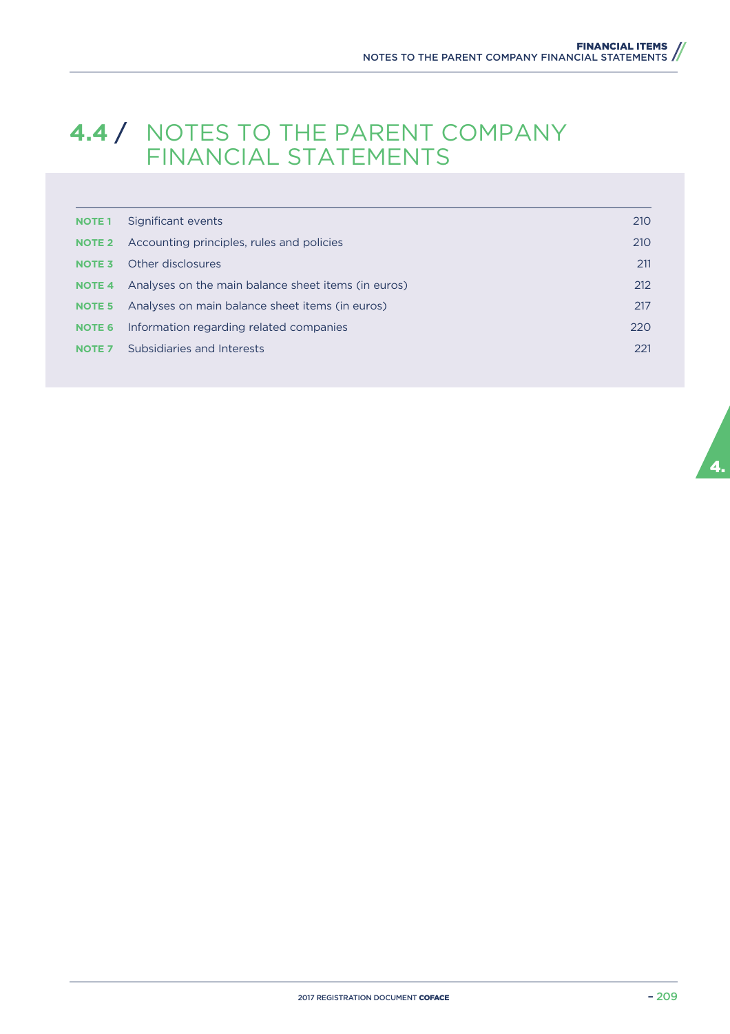# 4.4 / NOTES TO THE PARENT COMPANY FINANCIAL STATEMENTS

| | | |
|---|---|---|
| **NOTE 1** | Significant events | 210 |
| **NOTE 2** | Accounting principles, rules and policies | 210 |
| **NOTE 3** | Other disclosures | 211 |
| **NOTE 4** | Analyses on the main balance sheet items (in euros) | 212 |
| **NOTE 5** | Analyses on main balance sheet items (in euros) | 217 |
| **NOTE 6** | Information regarding related companies | 220 |
| **NOTE 7** | Subsidiaries and Interests | 221 |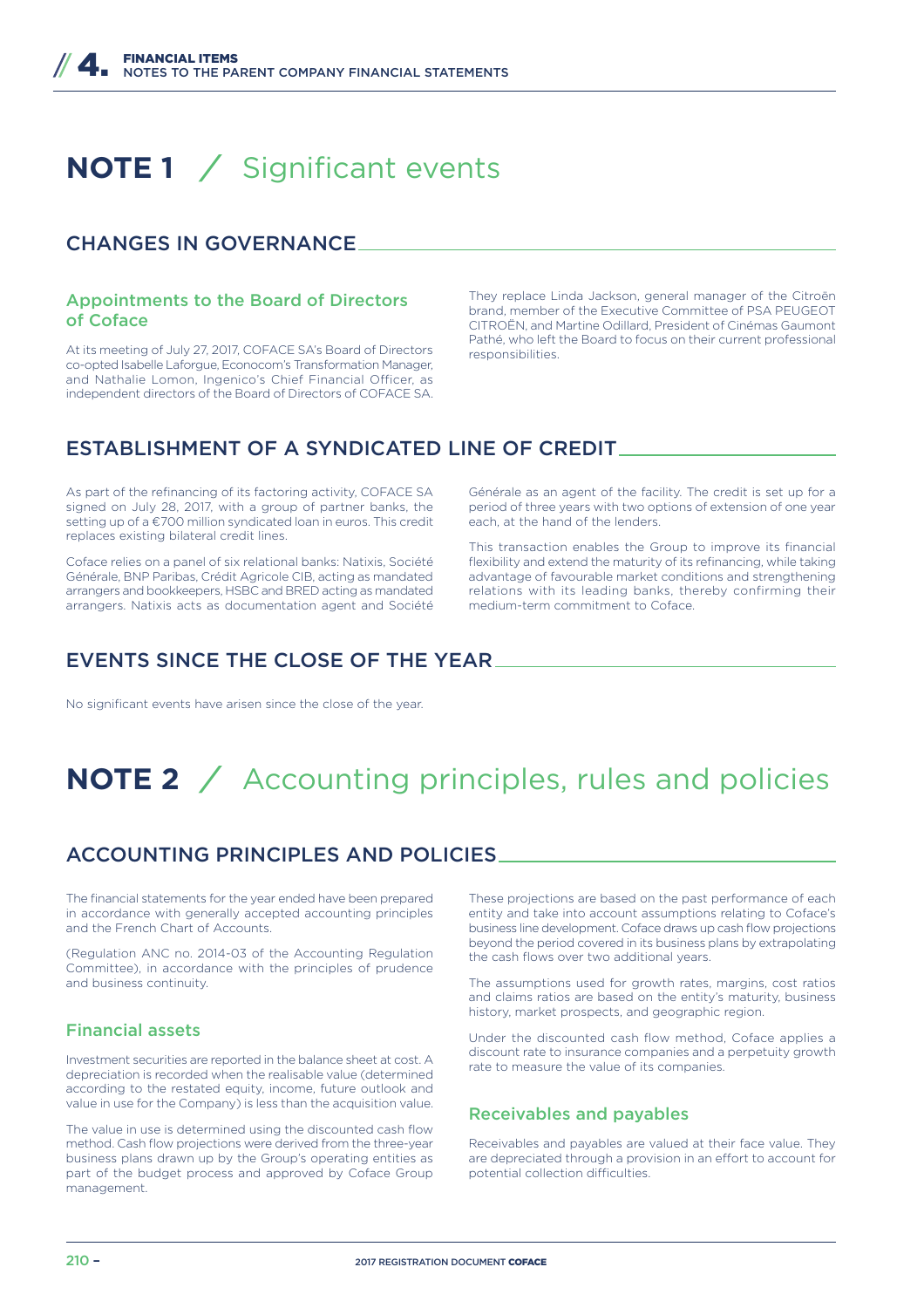# NOTE 1 / Significant events

## CHANGES IN GOVERNANCE

### Appointments to the Board of Directors of Coface

At its meeting of July 27, 2017, COFACE SA's Board of Directors co-opted Isabelle Laforgue, Econocom's Transformation Manager, and Nathalie Lomon, Ingenico's Chief Financial Officer, as independent directors of the Board of Directors of COFACE SA.

They replace Linda Jackson, general manager of the Citroën brand, member of the Executive Committee of PSA PEUGEOT CITROËN, and Martine Odillard, President of Cinémas Gaumont Pathé, who left the Board to focus on their current professional responsibilities.

## ESTABLISHMENT OF A SYNDICATED LINE OF CREDIT

As part of the refinancing of its factoring activity, COFACE SA signed on July 28, 2017, with a group of partner banks, the setting up of a €700 million syndicated loan in euros. This credit replaces existing bilateral credit lines.

Coface relies on a panel of six relational banks: Natixis, Société Générale, BNP Paribas, Crédit Agricole CIB, acting as mandated arrangers and bookkeepers, HSBC and BRED acting as mandated arrangers. Natixis acts as documentation agent and Société Générale as an agent of the facility. The credit is set up for a period of three years with two options of extension of one year each, at the hand of the lenders.

This transaction enables the Group to improve its financial flexibility and extend the maturity of its refinancing, while taking advantage of favourable market conditions and strengthening relations with its leading banks, thereby confirming their medium-term commitment to Coface.

## EVENTS SINCE THE CLOSE OF THE YEAR

No significant events have arisen since the close of the year.

# NOTE 2 / Accounting principles, rules and policies

## ACCOUNTING PRINCIPLES AND POLICIES

The financial statements for the year ended have been prepared in accordance with generally accepted accounting principles and the French Chart of Accounts.

(Regulation ANC no. 2014-03 of the Accounting Regulation Committee), in accordance with the principles of prudence and business continuity.

### Financial assets

Investment securities are reported in the balance sheet at cost. A depreciation is recorded when the realisable value (determined according to the restated equity, income, future outlook and value in use for the Company) is less than the acquisition value.

The value in use is determined using the discounted cash flow method. Cash flow projections were derived from the three-year business plans drawn up by the Group's operating entities as part of the budget process and approved by Coface Group management.

These projections are based on the past performance of each entity and take into account assumptions relating to Coface's business line development. Coface draws up cash flow projections beyond the period covered in its business plans by extrapolating the cash flows over two additional years.

The assumptions used for growth rates, margins, cost ratios and claims ratios are based on the entity's maturity, business history, market prospects, and geographic region.

Under the discounted cash flow method, Coface applies a discount rate to insurance companies and a perpetuity growth rate to measure the value of its companies.

### Receivables and payables

Receivables and payables are valued at their face value. They are depreciated through a provision in an effort to account for potential collection difficulties.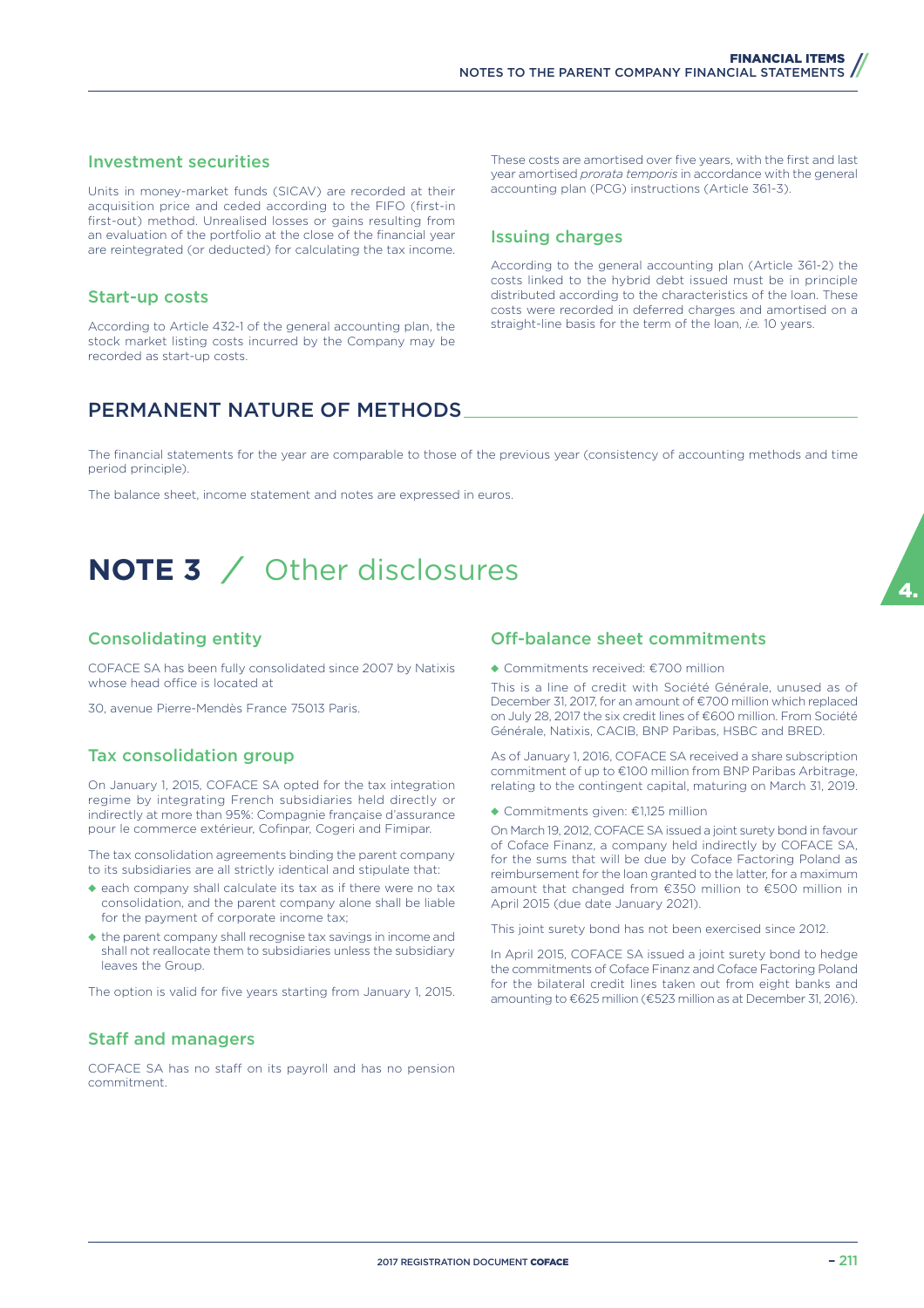### Investment securities

Units in money-market funds (SICAV) are recorded at their acquisition price and ceded according to the FIFO (first-in first-out) method. Unrealised losses or gains resulting from an evaluation of the portfolio at the close of the financial year are reintegrated (or deducted) for calculating the tax income.

### Start-up costs

According to Article 432-1 of the general accounting plan, the stock market listing costs incurred by the Company may be recorded as start-up costs.

These costs are amortised over five years, with the first and last year amortised *prorata temporis* in accordance with the general accounting plan (PCG) instructions (Article 361-3).

### Issuing charges

According to the general accounting plan (Article 361-2) the costs linked to the hybrid debt issued must be in principle distributed according to the characteristics of the loan. These costs were recorded in deferred charges and amortised on a straight-line basis for the term of the loan, *i.e.* 10 years.

## PERMANENT NATURE OF METHODS

The financial statements for the year are comparable to those of the previous year (consistency of accounting methods and time period principle).

The balance sheet, income statement and notes are expressed in euros.

# NOTE 3 / Other disclosures

### Consolidating entity

COFACE SA has been fully consolidated since 2007 by Natixis whose head office is located at

30, avenue Pierre-Mendès France 75013 Paris.

### Tax consolidation group

On January 1, 2015, COFACE SA opted for the tax integration regime by integrating French subsidiaries held directly or indirectly at more than 95%: Compagnie française d'assurance pour le commerce extérieur, Cofinpar, Cogeri and Fimipar.

The tax consolidation agreements binding the parent company to its subsidiaries are all strictly identical and stipulate that:

- each company shall calculate its tax as if there were no tax consolidation, and the parent company alone shall be liable for the payment of corporate income tax;
- the parent company shall recognise tax savings in income and shall not reallocate them to subsidiaries unless the subsidiary leaves the Group.

The option is valid for five years starting from January 1, 2015.

### Staff and managers

COFACE SA has no staff on its payroll and has no pension commitment.

### Off-balance sheet commitments

- Commitments received: €700 million

This is a line of credit with Société Générale, unused as of December 31, 2017, for an amount of €700 million which replaced on July 28, 2017 the six credit lines of €600 million. From Société Générale, Natixis, CACIB, BNP Paribas, HSBC and BRED.

As of January 1, 2016, COFACE SA received a share subscription commitment of up to €100 million from BNP Paribas Arbitrage, relating to the contingent capital, maturing on March 31, 2019.

- Commitments given: €1,125 million

On March 19, 2012, COFACE SA issued a joint surety bond in favour of Coface Finanz, a company held indirectly by COFACE SA, for the sums that will be due by Coface Factoring Poland as reimbursement for the loan granted to the latter, for a maximum amount that changed from €350 million to €500 million in April 2015 (due date January 2021).

This joint surety bond has not been exercised since 2012.

In April 2015, COFACE SA issued a joint surety bond to hedge the commitments of Coface Finanz and Coface Factoring Poland for the bilateral credit lines taken out from eight banks and amounting to €625 million (€523 million as at December 31, 2016).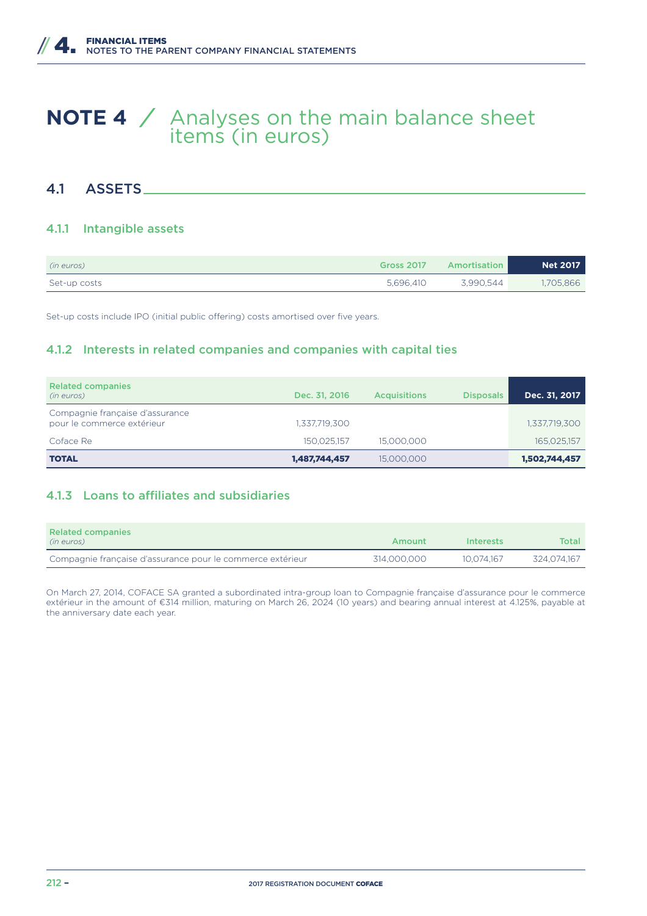# NOTE 4 / Analyses on the main balance sheet items (in euros)

## 4.1 ASSETS

### 4.1.1 Intangible assets

| *(in euros)* | Gross 2017 | Amortisation | Net 2017 |
|---|---|---|---|
| Set-up costs | 5,696,410 | 3,990,544 | 1,705,866 |

Set-up costs include IPO (initial public offering) costs amortised over five years.

### 4.1.2 Interests in related companies and companies with capital ties

| Related companies *(in euros)* | Dec. 31, 2016 | Acquisitions | Disposals | Dec. 31, 2017 |
|---|---|---|---|---|
| Compagnie française d'assurance pour le commerce extérieur | 1,337,719,300 | | | 1,337,719,300 |
| Coface Re | 150,025,157 | 15,000,000 | | 165,025,157 |
| **TOTAL** | **1,487,744,457** | 15,000,000 | | **1,502,744,457** |

### 4.1.3 Loans to affiliates and subsidiaries

| Related companies *(in euros)* | Amount | Interests | Total |
|---|---|---|---|
| Compagnie française d'assurance pour le commerce extérieur | 314,000,000 | 10,074,167 | 324,074,167 |

On March 27, 2014, COFACE SA granted a subordinated intra-group loan to Compagnie française d'assurance pour le commerce extérieur in the amount of €314 million, maturing on March 26, 2024 (10 years) and bearing annual interest at 4.125%, payable at the anniversary date each year.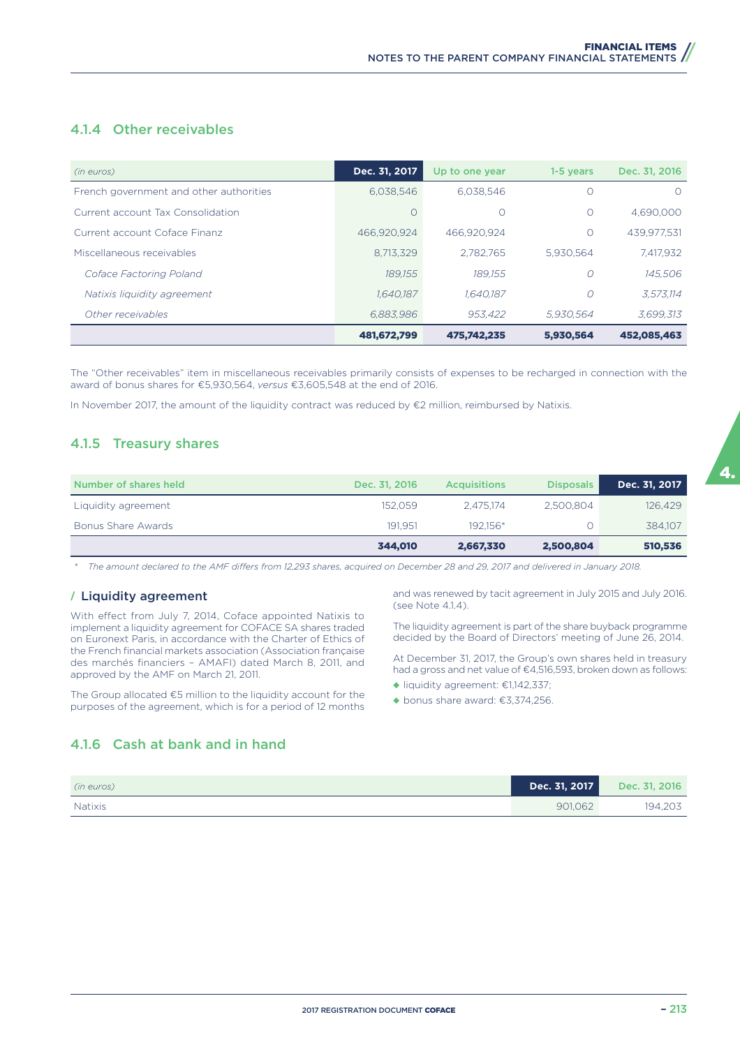### 4.1.4 Other receivables

| *(in euros)* | Dec. 31, 2017 | Up to one year | 1-5 years | Dec. 31, 2016 |
|---|---|---|---|---|
| French government and other authorities | 6,038,546 | 6,038,546 | 0 | 0 |
| Current account Tax Consolidation | 0 | 0 | 0 | 4,690,000 |
| Current account Coface Finanz | 466,920,924 | 466,920,924 | 0 | 439,977,531 |
| Miscellaneous receivables | 8,713,329 | 2,782,765 | 5,930,564 | 7,417,932 |
| *Coface Factoring Poland* | *189,155* | *189,155* | *0* | *145,506* |
| *Natixis liquidity agreement* | *1,640,187* | *1,640,187* | *0* | *3,573,114* |
| *Other receivables* | *6,883,986* | *953,422* | *5,930,564* | *3,699,313* |
| | **481,672,799** | **475,742,235** | **5,930,564** | **452,085,463** |

The "Other receivables" item in miscellaneous receivables primarily consists of expenses to be recharged in connection with the award of bonus shares for €5,930,564, *versus* €3,605,548 at the end of 2016.

In November 2017, the amount of the liquidity contract was reduced by €2 million, reimbursed by Natixis.

### 4.1.5 Treasury shares

| Number of shares held | Dec. 31, 2016 | Acquisitions | Disposals | Dec. 31, 2017 |
|---|---|---|---|---|
| Liquidity agreement | 152,059 | 2,475,174 | 2,500,804 | 126,429 |
| Bonus Share Awards | 191,951 | 192,156* | 0 | 384,107 |
| | **344,010** | **2,667,330** | **2,500,804** | **510,536** |

\* *The amount declared to the AMF differs from 12,293 shares, acquired on December 28 and 29, 2017 and delivered in January 2018.*

#### / Liquidity agreement

With effect from July 7, 2014, Coface appointed Natixis to implement a liquidity agreement for COFACE SA shares traded on Euronext Paris, in accordance with the Charter of Ethics of the French financial markets association (Association française des marchés financiers – AMAFI) dated March 8, 2011, and approved by the AMF on March 21, 2011.

The Group allocated €5 million to the liquidity account for the purposes of the agreement, which is for a period of 12 months and was renewed by tacit agreement in July 2015 and July 2016. (see Note 4.1.4).

The liquidity agreement is part of the share buyback programme decided by the Board of Directors' meeting of June 26, 2014.

At December 31, 2017, the Group's own shares held in treasury had a gross and net value of €4,516,593, broken down as follows:

- liquidity agreement: €1,142,337;
- bonus share award: €3,374,256.

### 4.1.6 Cash at bank and in hand

| *(in euros)* | Dec. 31, 2017 | Dec. 31, 2016 |
|---|---|---|
| Natixis | 901,062 | 194,203 |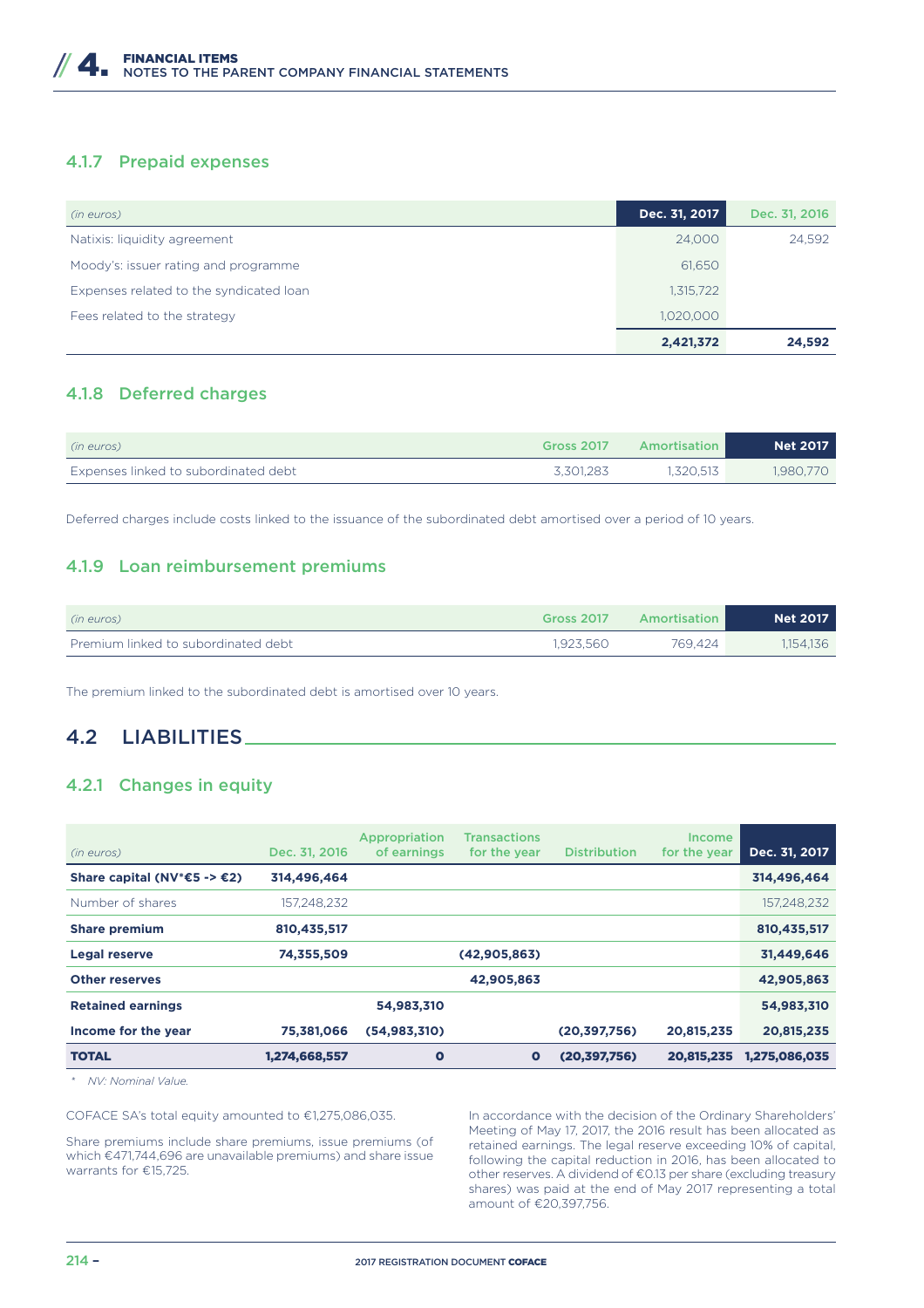### 4.1.7 Prepaid expenses

| (in euros) | Dec. 31, 2017 | Dec. 31, 2016 |
|---|---|---|
| Natixis: liquidity agreement | 24,000 | 24,592 |
| Moody's: issuer rating and programme | 61,650 | |
| Expenses related to the syndicated loan | 1,315,722 | |
| Fees related to the strategy | 1,020,000 | |
| | **2,421,372** | **24,592** |

### 4.1.8 Deferred charges

| (in euros) | Gross 2017 | Amortisation | Net 2017 |
|---|---|---|---|
| Expenses linked to subordinated debt | 3,301,283 | 1,320,513 | 1,980,770 |

Deferred charges include costs linked to the issuance of the subordinated debt amortised over a period of 10 years.

### 4.1.9 Loan reimbursement premiums

| (in euros) | Gross 2017 | Amortisation | Net 2017 |
|---|---|---|---|
| Premium linked to subordinated debt | 1,923,560 | 769,424 | 1,154,136 |

The premium linked to the subordinated debt is amortised over 10 years.

## 4.2 LIABILITIES

### 4.2.1 Changes in equity

| (in euros) | Dec. 31, 2016 | Appropriation of earnings | Transactions for the year | Distribution | Income for the year | Dec. 31, 2017 |
|---|---|---|---|---|---|---|
| **Share capital (NV*€5 -> €2)** | **314,496,464** | | | | | **314,496,464** |
| Number of shares | 157,248,232 | | | | | 157,248,232 |
| **Share premium** | **810,435,517** | | | | | **810,435,517** |
| **Legal reserve** | **74,355,509** | | **(42,905,863)** | | | **31,449,646** |
| **Other reserves** | | | **42,905,863** | | | **42,905,863** |
| **Retained earnings** | | **54,983,310** | | | | **54,983,310** |
| **Income for the year** | **75,381,066** | **(54,983,310)** | | **(20,397,756)** | **20,815,235** | **20,815,235** |
| **TOTAL** | **1,274,668,557** | **0** | **0** | **(20,397,756)** | **20,815,235** | **1,275,086,035** |

*\* NV: Nominal Value.*

COFACE SA's total equity amounted to €1,275,086,035.

Share premiums include share premiums, issue premiums (of which €471,744,696 are unavailable premiums) and share issue warrants for €15,725.

In accordance with the decision of the Ordinary Shareholders' Meeting of May 17, 2017, the 2016 result has been allocated as retained earnings. The legal reserve exceeding 10% of capital, following the capital reduction in 2016, has been allocated to other reserves. A dividend of €0.13 per share (excluding treasury shares) was paid at the end of May 2017 representing a total amount of €20,397,756.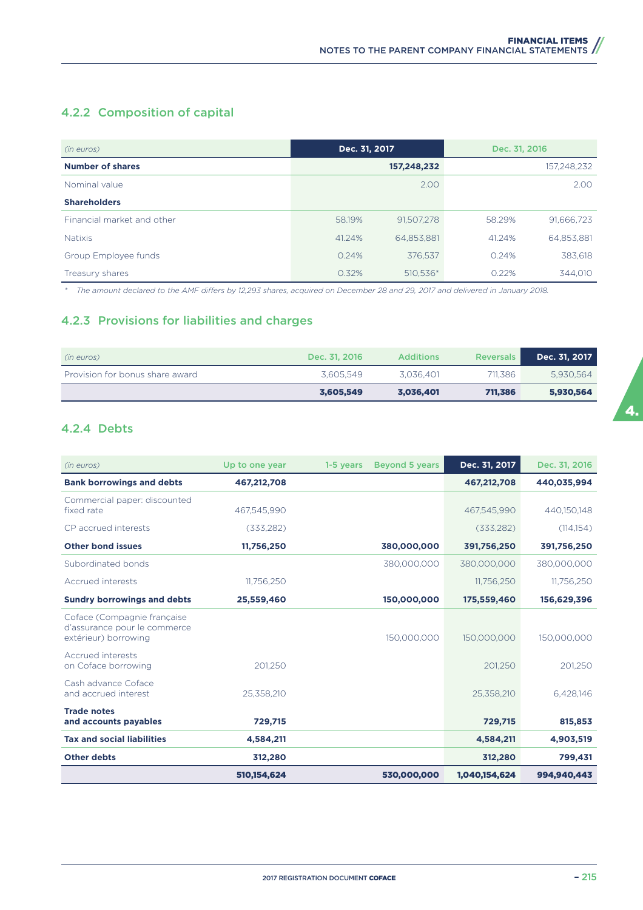### 4.2.2 Composition of capital

| *(in euros)* | Dec. 31, 2017 | | Dec. 31, 2016 | |
|---|---|---|---|---|
| **Number of shares** | | **157,248,232** | | 157,248,232 |
| Nominal value | | 2.00 | | 2.00 |
| **Shareholders** | | | | |
| Financial market and other | 58.19% | 91,507,278 | 58.29% | 91,666,723 |
| Natixis | 41.24% | 64,853,881 | 41.24% | 64,853,881 |
| Group Employee funds | 0.24% | 376,537 | 0.24% | 383,618 |
| Treasury shares | 0.32% | 510,536* | 0.22% | 344,010 |

\* *The amount declared to the AMF differs by 12,293 shares, acquired on December 28 and 29, 2017 and delivered in January 2018.*

### 4.2.3 Provisions for liabilities and charges

| *(in euros)* | Dec. 31, 2016 | Additions | Reversals | Dec. 31, 2017 |
|---|---|---|---|---|
| Provision for bonus share award | 3,605,549 | 3,036,401 | 711,386 | 5,930,564 |
| | **3,605,549** | **3,036,401** | **711,386** | **5,930,564** |

### 4.2.4 Debts

| *(in euros)* | Up to one year | 1-5 years | Beyond 5 years | Dec. 31, 2017 | Dec. 31, 2016 |
|---|---|---|---|---|---|
| **Bank borrowings and debts** | **467,212,708** | | | **467,212,708** | **440,035,994** |
| Commercial paper: discounted fixed rate | 467,545,990 | | | 467,545,990 | 440,150,148 |
| CP accrued interests | (333,282) | | | (333,282) | (114,154) |
| **Other bond issues** | **11,756,250** | | **380,000,000** | **391,756,250** | **391,756,250** |
| Subordinated bonds | | | 380,000,000 | 380,000,000 | 380,000,000 |
| Accrued interests | 11,756,250 | | | 11,756,250 | 11,756,250 |
| **Sundry borrowings and debts** | **25,559,460** | | **150,000,000** | **175,559,460** | **156,629,396** |
| Coface (Compagnie française d'assurance pour le commerce extérieur) borrowing | | | 150,000,000 | 150,000,000 | 150,000,000 |
| Accrued interests on Coface borrowing | 201,250 | | | 201,250 | 201,250 |
| Cash advance Coface and accrued interest | 25,358,210 | | | 25,358,210 | 6,428,146 |
| **Trade notes and accounts payables** | **729,715** | | | **729,715** | **815,853** |
| **Tax and social liabilities** | **4,584,211** | | | **4,584,211** | **4,903,519** |
| **Other debts** | **312,280** | | | **312,280** | **799,431** |
| | **510,154,624** | | **530,000,000** | **1,040,154,624** | **994,940,443** |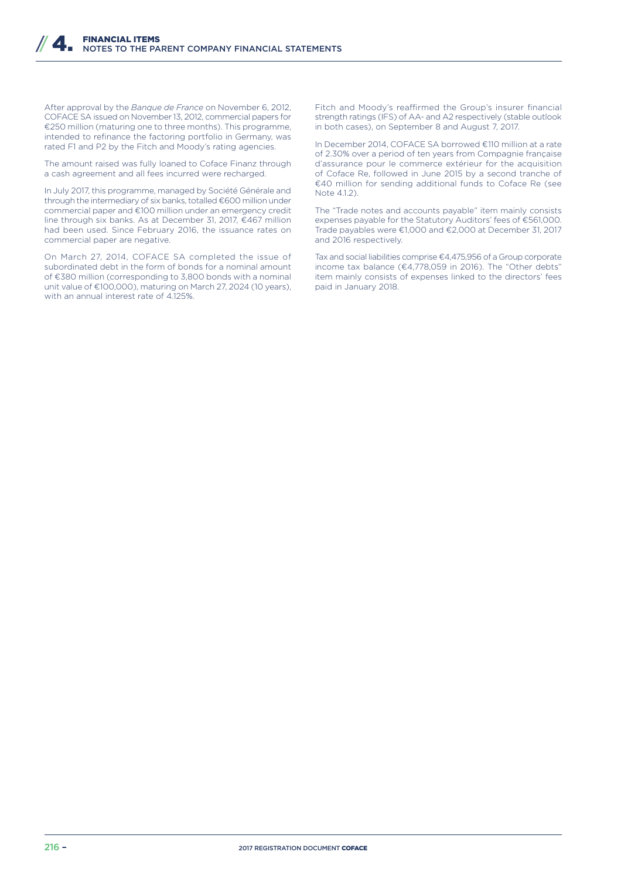After approval by the *Banque de France* on November 6, 2012, COFACE SA issued on November 13, 2012, commercial papers for €250 million (maturing one to three months). This programme, intended to refinance the factoring portfolio in Germany, was rated F1 and P2 by the Fitch and Moody's rating agencies.

The amount raised was fully loaned to Coface Finanz through a cash agreement and all fees incurred were recharged.

In July 2017, this programme, managed by Société Générale and through the intermediary of six banks, totalled €600 million under commercial paper and €100 million under an emergency credit line through six banks. As at December 31, 2017, €467 million had been used. Since February 2016, the issuance rates on commercial paper are negative.

On March 27, 2014, COFACE SA completed the issue of subordinated debt in the form of bonds for a nominal amount of €380 million (corresponding to 3,800 bonds with a nominal unit value of €100,000), maturing on March 27, 2024 (10 years), with an annual interest rate of 4.125%.

Fitch and Moody's reaffirmed the Group's insurer financial strength ratings (IFS) of AA- and A2 respectively (stable outlook in both cases), on September 8 and August 7, 2017.

In December 2014, COFACE SA borrowed €110 million at a rate of 2.30% over a period of ten years from Compagnie française d'assurance pour le commerce extérieur for the acquisition of Coface Re, followed in June 2015 by a second tranche of €40 million for sending additional funds to Coface Re (see Note 4.1.2).

The "Trade notes and accounts payable" item mainly consists expenses payable for the Statutory Auditors' fees of €561,000. Trade payables were €1,000 and €2,000 at December 31, 2017 and 2016 respectively.

Tax and social liabilities comprise €4,475,956 of a Group corporate income tax balance (€4,778,059 in 2016). The "Other debts" item mainly consists of expenses linked to the directors' fees paid in January 2018.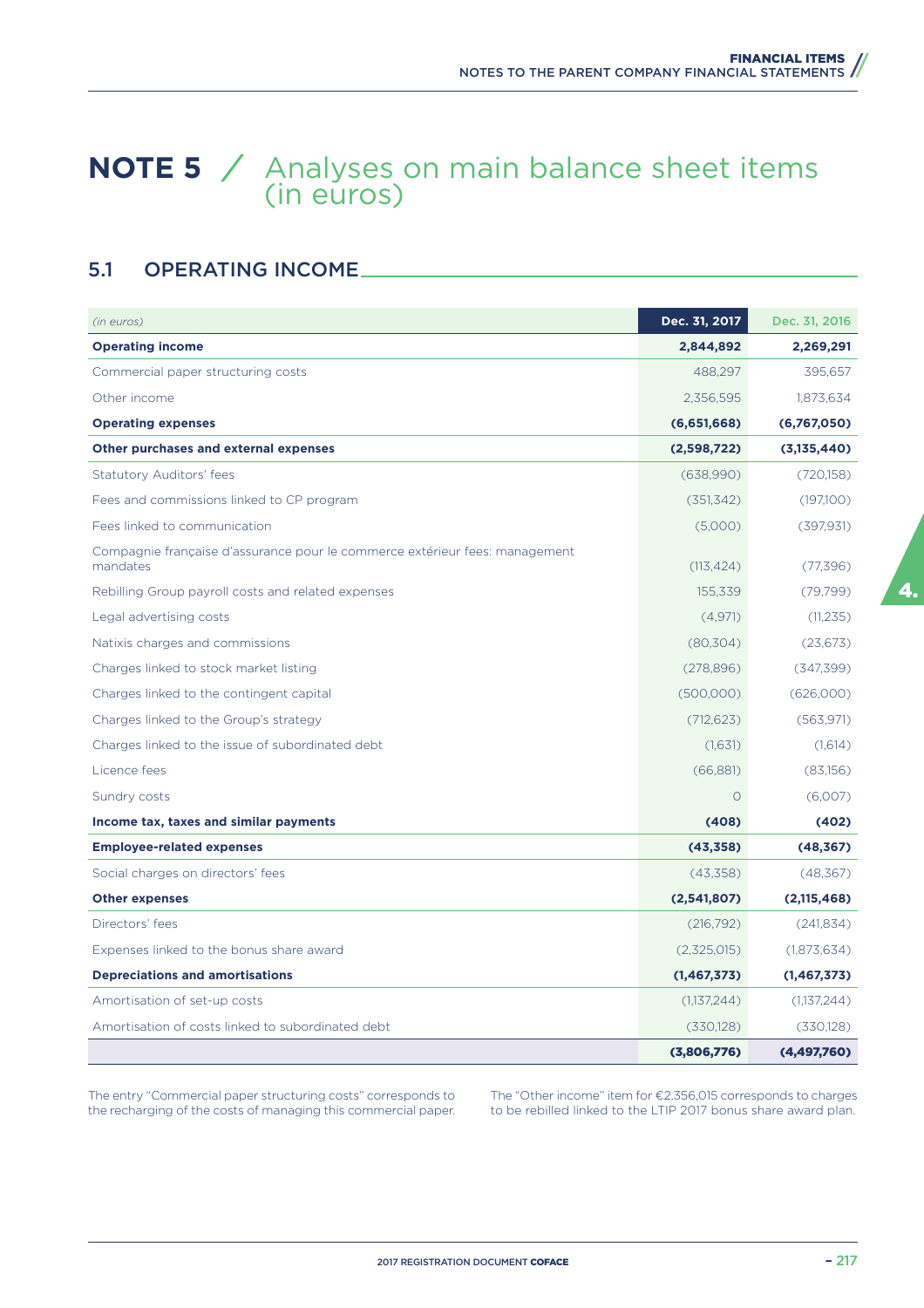# NOTE 5 / Analyses on main balance sheet items (in euros)

## 5.1 OPERATING INCOME

| *(in euros)* | Dec. 31, 2017 | Dec. 31, 2016 |
|---|---|---|
| **Operating income** | **2,844,892** | **2,269,291** |
| Commercial paper structuring costs | 488,297 | 395,657 |
| Other income | 2,356,595 | 1,873,634 |
| **Operating expenses** | **(6,651,668)** | **(6,767,050)** |
| **Other purchases and external expenses** | **(2,598,722)** | **(3,135,440)** |
| Statutory Auditors' fees | (638,990) | (720,158) |
| Fees and commissions linked to CP program | (351,342) | (197,100) |
| Fees linked to communication | (5,000) | (397,931) |
| Compagnie française d'assurance pour le commerce extérieur fees: management mandates | (113,424) | (77,396) |
| Rebilling Group payroll costs and related expenses | 155,339 | (79,799) |
| Legal advertising costs | (4,971) | (11,235) |
| Natixis charges and commissions | (80,304) | (23,673) |
| Charges linked to stock market listing | (278,896) | (347,399) |
| Charges linked to the contingent capital | (500,000) | (626,000) |
| Charges linked to the Group's strategy | (712,623) | (563,971) |
| Charges linked to the issue of subordinated debt | (1,631) | (1,614) |
| Licence fees | (66,881) | (83,156) |
| Sundry costs | 0 | (6,007) |
| **Income tax, taxes and similar payments** | **(408)** | **(402)** |
| **Employee-related expenses** | **(43,358)** | **(48,367)** |
| Social charges on directors' fees | (43,358) | (48,367) |
| **Other expenses** | **(2,541,807)** | **(2,115,468)** |
| Directors' fees | (216,792) | (241,834) |
| Expenses linked to the bonus share award | (2,325,015) | (1,873,634) |
| **Depreciations and amortisations** | **(1,467,373)** | **(1,467,373)** |
| Amortisation of set-up costs | (1,137,244) | (1,137,244) |
| Amortisation of costs linked to subordinated debt | (330,128) | (330,128) |
| | **(3,806,776)** | **(4,497,760)** |

The entry "Commercial paper structuring costs" corresponds to the recharging of the costs of managing this commercial paper.

The "Other income" item for €2,356,015 corresponds to charges to be rebilled linked to the LTIP 2017 bonus share award plan.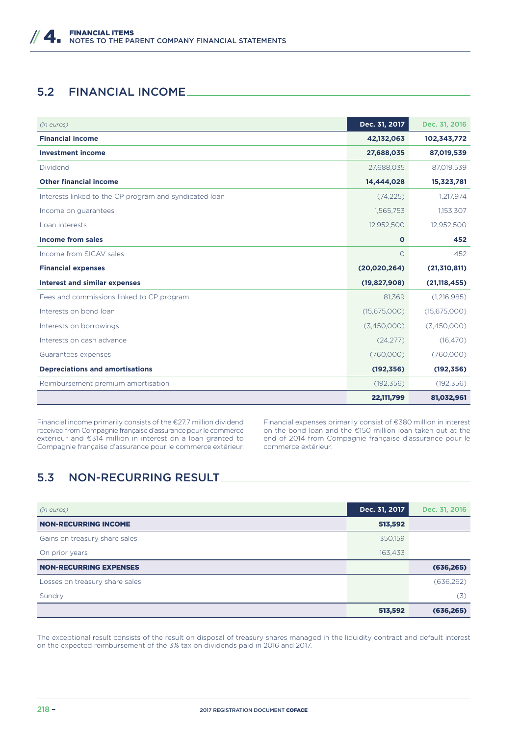## 5.2 FINANCIAL INCOME

| *(in euros)* | Dec. 31, 2017 | Dec. 31, 2016 |
|---|---|---|
| **Financial income** | **42,132,063** | **102,343,772** |
| **Investment income** | **27,688,035** | **87,019,539** |
| Dividend | 27,688,035 | 87,019,539 |
| **Other financial income** | **14,444,028** | **15,323,781** |
| Interests linked to the CP program and syndicated loan | (74,225) | 1,217,974 |
| Income on guarantees | 1,565,753 | 1,153,307 |
| Loan interests | 12,952,500 | 12,952,500 |
| **Income from sales** | **0** | **452** |
| Income from SICAV sales | 0 | 452 |
| **Financial expenses** | **(20,020,264)** | **(21,310,811)** |
| **Interest and similar expenses** | **(19,827,908)** | **(21,118,455)** |
| Fees and commissions linked to CP program | 81,369 | (1,216,985) |
| Interests on bond loan | (15,675,000) | (15,675,000) |
| Interests on borrowings | (3,450,000) | (3,450,000) |
| Interests on cash advance | (24,277) | (16,470) |
| Guarantees expenses | (760,000) | (760,000) |
| **Depreciations and amortisations** | **(192,356)** | **(192,356)** |
| Reimbursement premium amortisation | (192,356) | (192,356) |
| | **22,111,799** | **81,032,961** |

Financial income primarily consists of the €27.7 million dividend received from Compagnie française d'assurance pour le commerce extérieur and €314 million in interest on a loan granted to Compagnie française d'assurance pour le commerce extérieur.

Financial expenses primarily consist of €380 million in interest on the bond loan and the €150 million loan taken out at the end of 2014 from Compagnie française d'assurance pour le commerce extérieur.

## 5.3 NON-RECURRING RESULT

| *(in euros)* | Dec. 31, 2017 | Dec. 31, 2016 |
|---|---|---|
| **NON-RECURRING INCOME** | **513,592** | |
| Gains on treasury share sales | 350,159 | |
| On prior years | 163,433 | |
| **NON-RECURRING EXPENSES** | | **(636,265)** |
| Losses on treasury share sales | | (636,262) |
| Sundry | | (3) |
| | **513,592** | **(636,265)** |

The exceptional result consists of the result on disposal of treasury shares managed in the liquidity contract and default interest on the expected reimbursement of the 3% tax on dividends paid in 2016 and 2017.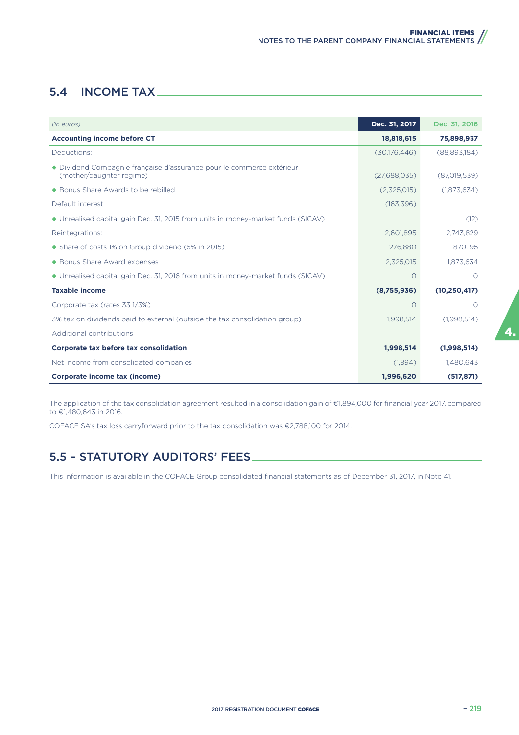## 5.4 INCOME TAX

| *(in euros)* | Dec. 31, 2017 | Dec. 31, 2016 |
|---|---|---|
| **Accounting income before CT** | **18,818,615** | **75,898,937** |
| Deductions: | (30,176,446) | (88,893,184) |
| ◆ Dividend Compagnie française d'assurance pour le commerce extérieur (mother/daughter regime) | (27,688,035) | (87,019,539) |
| ◆ Bonus Share Awards to be rebilled | (2,325,015) | (1,873,634) |
| Default interest | (163,396) | |
| ◆ Unrealised capital gain Dec. 31, 2015 from units in money-market funds (SICAV) | | (12) |
| Reintegrations: | 2,601,895 | 2,743,829 |
| ◆ Share of costs 1% on Group dividend (5% in 2015) | 276,880 | 870,195 |
| ◆ Bonus Share Award expenses | 2,325,015 | 1,873,634 |
| ◆ Unrealised capital gain Dec. 31, 2016 from units in money-market funds (SICAV) | 0 | 0 |
| **Taxable income** | **(8,755,936)** | **(10,250,417)** |
| Corporate tax (rates 33 1/3%) | 0 | 0 |
| 3% tax on dividends paid to external (outside the tax consolidation group) | 1,998,514 | (1,998,514) |
| Additional contributions | | |
| **Corporate tax before tax consolidation** | **1,998,514** | **(1,998,514)** |
| Net income from consolidated companies | (1,894) | 1,480,643 |
| **Corporate income tax (income)** | **1,996,620** | **(517,871)** |

The application of the tax consolidation agreement resulted in a consolidation gain of €1,894,000 for financial year 2017, compared to €1,480,643 in 2016.

COFACE SA's tax loss carryforward prior to the tax consolidation was €2,788,100 for 2014.

## 5.5 – STATUTORY AUDITORS' FEES

This information is available in the COFACE Group consolidated financial statements as of December 31, 2017, in Note 41.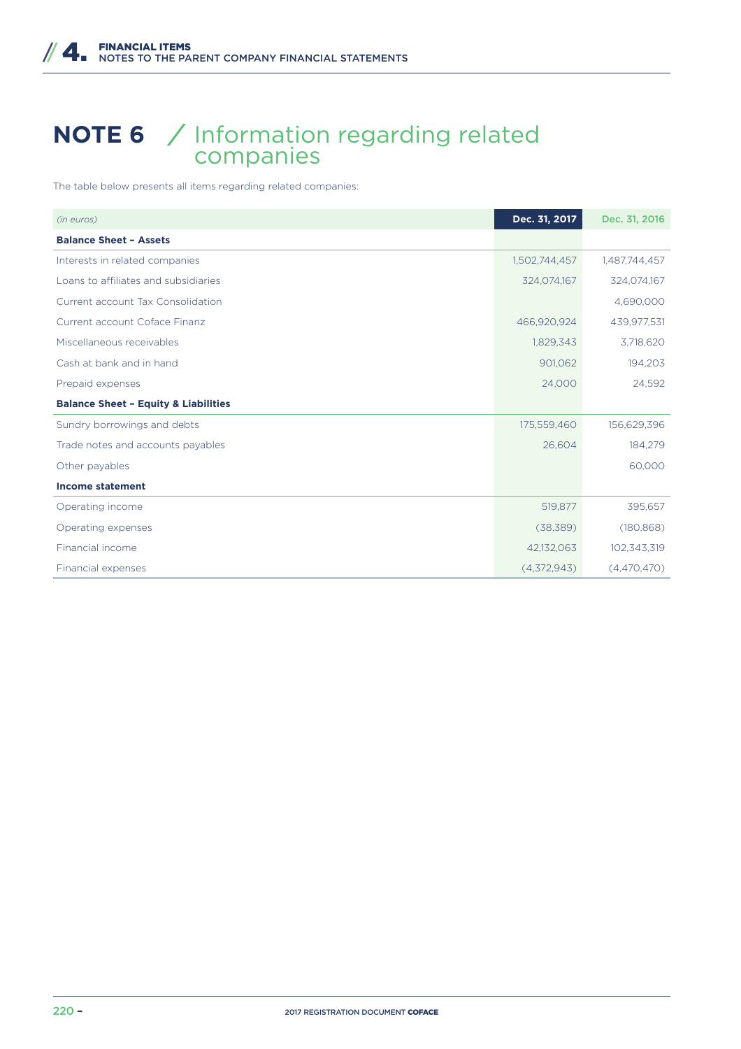# NOTE 6 / Information regarding related companies

The table below presents all items regarding related companies:

| *(in euros)* | Dec. 31, 2017 | Dec. 31, 2016 |
|---|---|---|
| **Balance Sheet – Assets** | | |
| Interests in related companies | 1,502,744,457 | 1,487,744,457 |
| Loans to affiliates and subsidiaries | 324,074,167 | 324,074,167 |
| Current account Tax Consolidation | | 4,690,000 |
| Current account Coface Finanz | 466,920,924 | 439,977,531 |
| Miscellaneous receivables | 1,829,343 | 3,718,620 |
| Cash at bank and in hand | 901,062 | 194,203 |
| Prepaid expenses | 24,000 | 24,592 |
| **Balance Sheet – Equity & Liabilities** | | |
| Sundry borrowings and debts | 175,559,460 | 156,629,396 |
| Trade notes and accounts payables | 26,604 | 184,279 |
| Other payables | | 60,000 |
| **Income statement** | | |
| Operating income | 519,877 | 395,657 |
| Operating expenses | (38,389) | (180,868) |
| Financial income | 42,132,063 | 102,343,319 |
| Financial expenses | (4,372,943) | (4,470,470) |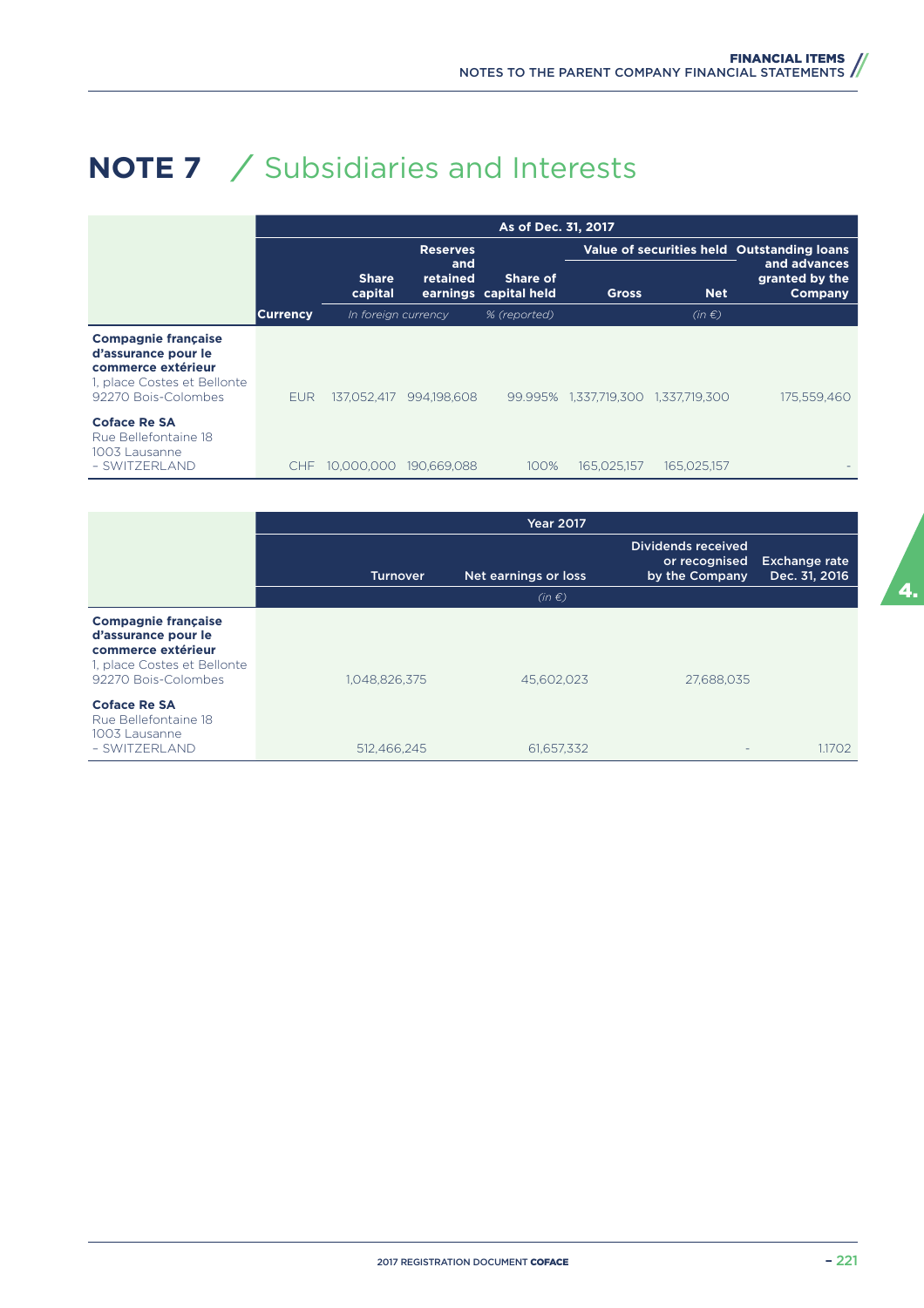# NOTE 7 / Subsidiaries and Interests

| | As of Dec. 31, 2017 | | | | | | |
|---|---|---|---|---|---|---|---|
| | | Share capital | Reserves and retained earnings | Share of capital held | Value of securities held | | Outstanding loans and advances granted by the Company |
| | | | | | Gross | Net | |
| | Currency | *In foreign currency* | | *% (reported)* | *(in €)* | | |
| **Compagnie française d'assurance pour le commerce extérieur** 1, place Costes et Bellonte 92270 Bois-Colombes | EUR | 137,052,417 | 994,198,608 | 99.995% | 1,337,719,300 | 1,337,719,300 | 175,559,460 |
| **Coface Re SA** Rue Bellefontaine 18 1003 Lausanne – SWITZERLAND | CHF | 10,000,000 | 190,669,088 | 100% | 165,025,157 | 165,025,157 | - |

| | Year 2017 | | | |
|---|---|---|---|---|
| | Turnover | Net earnings or loss | Dividends received or recognised by the Company | Exchange rate Dec. 31, 2016 |
| | | *(in €)* | | |
| **Compagnie française d'assurance pour le commerce extérieur** 1, place Costes et Bellonte 92270 Bois-Colombes | 1,048,826,375 | 45,602,023 | 27,688,035 | |
| **Coface Re SA** Rue Bellefontaine 18 1003 Lausanne – SWITZERLAND | 512,466,245 | 61,657,332 | - | 1.1702 |